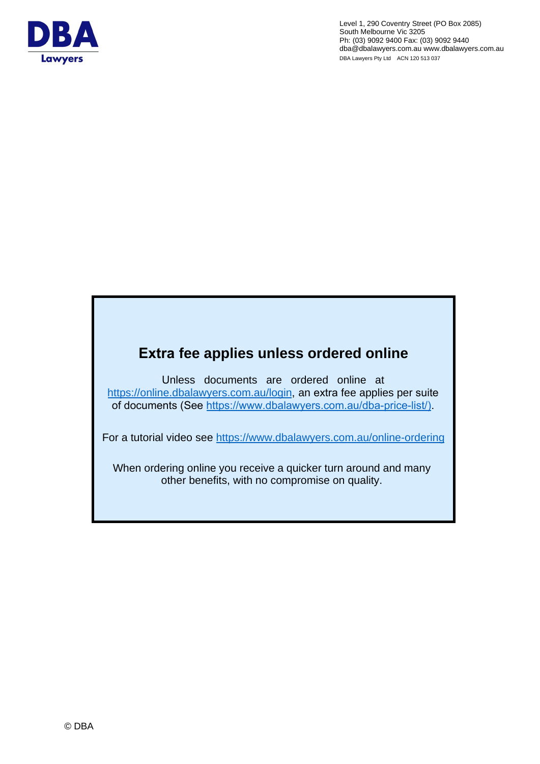**DBA Lawyers**

Level 1, 290 Coventry Street (PO Box 2085)
South Melbourne Vic 3205
Ph: (03) 9092 9400 Fax: (03) 9092 9440
dba@dbalawyers.com.au www.dbalawyers.com.au
DBA Lawyers Pty Ltd ACN 120 513 037

## Extra fee applies unless ordered online

Unless documents are ordered online at https://online.dbalawyers.com.au/login, an extra fee applies per suite of documents (See https://www.dbalawyers.com.au/dba-price-list/).

For a tutorial video see https://www.dbalawyers.com.au/online-ordering

When ordering online you receive a quicker turn around and many other benefits, with no compromise on quality.

© DBA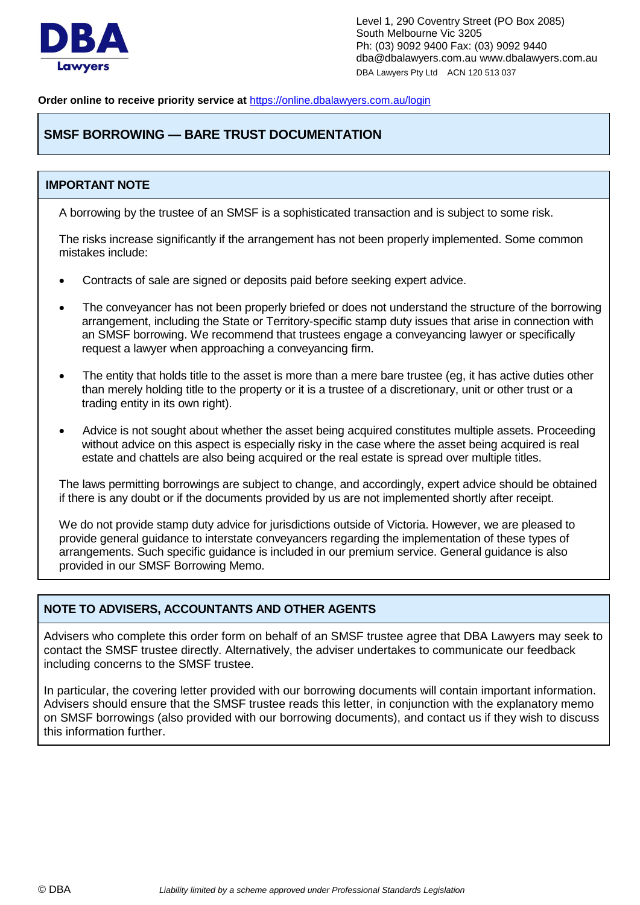Level 1, 290 Coventry Street (PO Box 2085)
South Melbourne Vic 3205
Ph: (03) 9092 9400 Fax: (03) 9092 9440
dba@dbalawyers.com.au www.dbalawyers.com.au
DBA Lawyers Pty Ltd ACN 120 513 037

**Order online to receive priority service at** https://online.dbalawyers.com.au/login

# SMSF BORROWING — BARE TRUST DOCUMENTATION

## IMPORTANT NOTE

A borrowing by the trustee of an SMSF is a sophisticated transaction and is subject to some risk.

The risks increase significantly if the arrangement has not been properly implemented. Some common mistakes include:

- Contracts of sale are signed or deposits paid before seeking expert advice.
- The conveyancer has not been properly briefed or does not understand the structure of the borrowing arrangement, including the State or Territory-specific stamp duty issues that arise in connection with an SMSF borrowing. We recommend that trustees engage a conveyancing lawyer or specifically request a lawyer when approaching a conveyancing firm.
- The entity that holds title to the asset is more than a mere bare trustee (eg, it has active duties other than merely holding title to the property or it is a trustee of a discretionary, unit or other trust or a trading entity in its own right).
- Advice is not sought about whether the asset being acquired constitutes multiple assets. Proceeding without advice on this aspect is especially risky in the case where the asset being acquired is real estate and chattels are also being acquired or the real estate is spread over multiple titles.

The laws permitting borrowings are subject to change, and accordingly, expert advice should be obtained if there is any doubt or if the documents provided by us are not implemented shortly after receipt.

We do not provide stamp duty advice for jurisdictions outside of Victoria. However, we are pleased to provide general guidance to interstate conveyancers regarding the implementation of these types of arrangements. Such specific guidance is included in our premium service. General guidance is also provided in our SMSF Borrowing Memo.

## NOTE TO ADVISERS, ACCOUNTANTS AND OTHER AGENTS

Advisers who complete this order form on behalf of an SMSF trustee agree that DBA Lawyers may seek to contact the SMSF trustee directly. Alternatively, the adviser undertakes to communicate our feedback including concerns to the SMSF trustee.

In particular, the covering letter provided with our borrowing documents will contain important information. Advisers should ensure that the SMSF trustee reads this letter, in conjunction with the explanatory memo on SMSF borrowings (also provided with our borrowing documents), and contact us if they wish to discuss this information further.

© DBA

*Liability limited by a scheme approved under Professional Standards Legislation*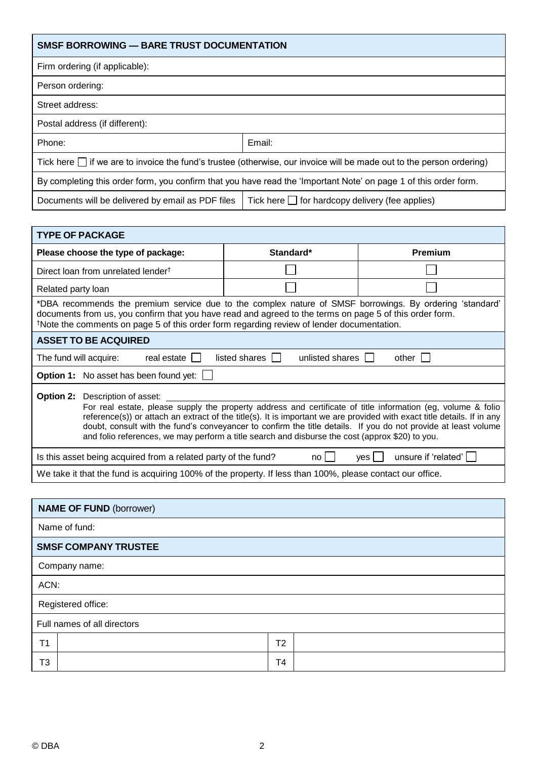| SMSF BORROWING — BARE TRUST DOCUMENTATION | |
|---|---|
| Firm ordering (if applicable): | |
| Person ordering: | |
| Street address: | |
| Postal address (if different): | |
| Phone: | Email: |
| Tick here ☐ if we are to invoice the fund's trustee (otherwise, our invoice will be made out to the person ordering) | |
| By completing this order form, you confirm that you have read the 'Important Note' on page 1 of this order form. | |
| Documents will be delivered by email as PDF files | Tick here ☐ for hardcopy delivery (fee applies) |

| TYPE OF PACKAGE | | |
|---|---|---|
| **Please choose the type of package:** | **Standard*** | **Premium** |
| Direct loan from unrelated lender† | ☐ | ☐ |
| Related party loan | ☐ | ☐ |

*DBA recommends the premium service due to the complex nature of SMSF borrowings. By ordering 'standard' documents from us, you confirm that you have read and agreed to the terms on page 5 of this order form.
†Note the comments on page 5 of this order form regarding review of lender documentation.

**ASSET TO BE ACQUIRED**

The fund will acquire: real estate ☐ listed shares ☐ unlisted shares ☐ other ☐

**Option 1:** No asset has been found yet: ☐

**Option 2:** Description of asset: ______________________

For real estate, please supply the property address and certificate of title information (eg, volume & folio reference(s)) or attach an extract of the title(s). It is important we are provided with exact title details. If in any doubt, consult with the fund's conveyancer to confirm the title details. If you do not provide at least volume and folio references, we may perform a title search and disburse the cost (approx $20) to you.

Is this asset being acquired from a related party of the fund? no ☐ yes ☐ unsure if 'related' ☐

We take it that the fund is acquiring 100% of the property. If less than 100%, please contact our office.

| **NAME OF FUND** (borrower) | | | |
|---|---|---|---|
| Name of fund: | | | |
| **SMSF COMPANY TRUSTEE** | | | |
| Company name: | | | |
| ACN: | | | |
| Registered office: | | | |
| Full names of all directors | | | |
| T1 | | T2 | |
| T3 | | T4 | |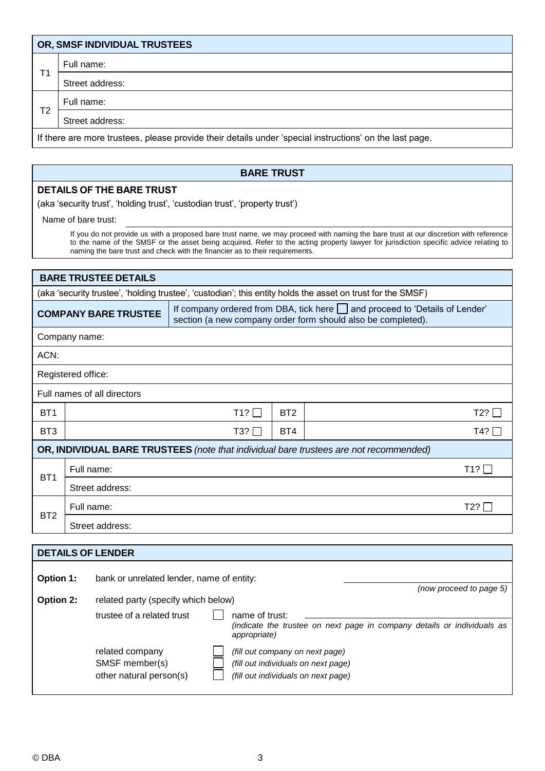| OR, SMSF INDIVIDUAL TRUSTEES | |
|---|---|
| T1 | Full name: |
| | Street address: |
| T2 | Full name: |
| | Street address: |
| If there are more trustees, please provide their details under 'special instructions' on the last page. | |

## BARE TRUST

**DETAILS OF THE BARE TRUST**

(aka 'security trust', 'holding trust', 'custodian trust', 'property trust')

Name of bare trust:

If you do not provide us with a proposed bare trust name, we may proceed with naming the bare trust at our discretion with reference to the name of the SMSF or the asset being acquired. Refer to the acting property lawyer for jurisdiction specific advice relating to naming the bare trust and check with the financier as to their requirements.

**BARE TRUSTEE DETAILS**

(aka 'security trustee', 'holding trustee', 'custodian'; this entity holds the asset on trust for the SMSF)

| **COMPANY BARE TRUSTEE** | If company ordered from DBA, tick here ☐ and proceed to 'Details of Lender' section (a new company order form should also be completed). | | |
|---|---|---|---|
| Company name: | | | |
| ACN: | | | |
| Registered office: | | | |
| Full names of all directors | | | |
| BT1 | T1? ☐ | BT2 | T2? ☐ |
| BT3 | T3? ☐ | BT4 | T4? ☐ |

**OR, INDIVIDUAL BARE TRUSTEES** *(note that individual bare trustees are not recommended)*

| | | |
|---|---|---|
| BT1 | Full name: | T1? ☐ |
| | Street address: | |
| BT2 | Full name: | T2? ☐ |
| | Street address: | |

**DETAILS OF LENDER**

**Option 1:** bank or unrelated lender, name of entity: ______________ *(now proceed to page 5)*

**Option 2:** related party (specify which below)

- trustee of a related trust ☐ name of trust: ______________ *(indicate the trustee on next page in company details or individuals as appropriate)*
- related company ☐ *(fill out company on next page)*
- SMSF member(s) ☐ *(fill out individuals on next page)*
- other natural person(s) ☐ *(fill out individuals on next page)*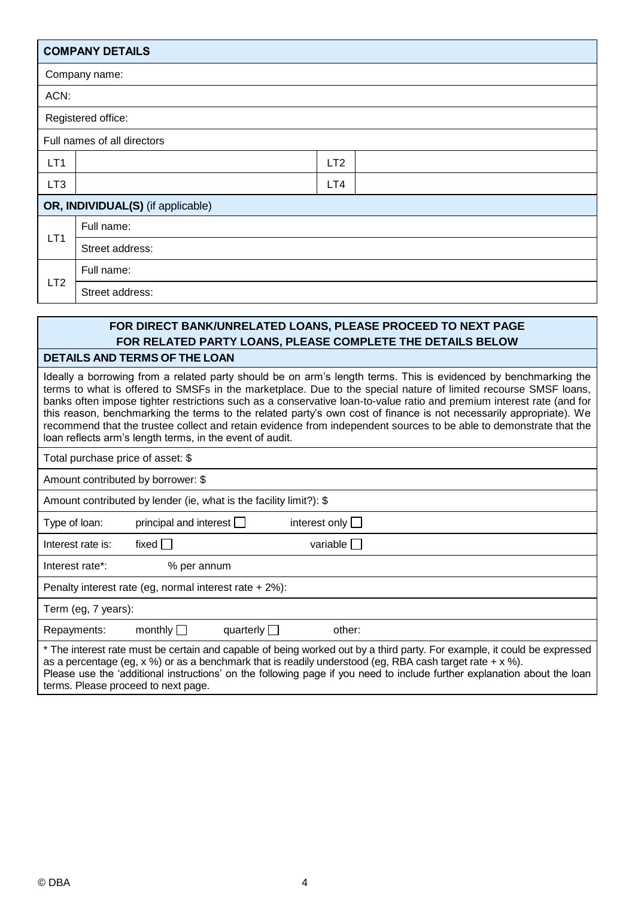| **COMPANY DETAILS** | | | |
|---|---|---|---|
| Company name: | | | |
| ACN: | | | |
| Registered office: | | | |
| Full names of all directors | | | |
| LT1 | | LT2 | |
| LT3 | | LT4 | |

| **OR, INDIVIDUAL(S)** (if applicable) | |
|---|---|
| LT1 | Full name: |
| | Street address: |
| LT2 | Full name: |
| | Street address: |

**FOR DIRECT BANK/UNRELATED LOANS, PLEASE PROCEED TO NEXT PAGE**
**FOR RELATED PARTY LOANS, PLEASE COMPLETE THE DETAILS BELOW**

**DETAILS AND TERMS OF THE LOAN**

Ideally a borrowing from a related party should be on arm's length terms. This is evidenced by benchmarking the terms to what is offered to SMSFs in the marketplace. Due to the special nature of limited recourse SMSF loans, banks often impose tighter restrictions such as a conservative loan-to-value ratio and premium interest rate (and for this reason, benchmarking the terms to the related party's own cost of finance is not necessarily appropriate). We recommend that the trustee collect and retain evidence from independent sources to be able to demonstrate that the loan reflects arm's length terms, in the event of audit.

Total purchase price of asset: $

Amount contributed by borrower: $

Amount contributed by lender (ie, what is the facility limit?): $

Type of loan: principal and interest ☐ interest only ☐

Interest rate is: fixed ☐ variable ☐

Interest rate*: % per annum

Penalty interest rate (eg, normal interest rate + 2%):

Term (eg, 7 years):

Repayments: monthly ☐ quarterly ☐ other:

* The interest rate must be certain and capable of being worked out by a third party. For example, it could be expressed as a percentage (eg, x %) or as a benchmark that is readily understood (eg, RBA cash target rate + x %).
Please use the 'additional instructions' on the following page if you need to include further explanation about the loan terms. Please proceed to next page.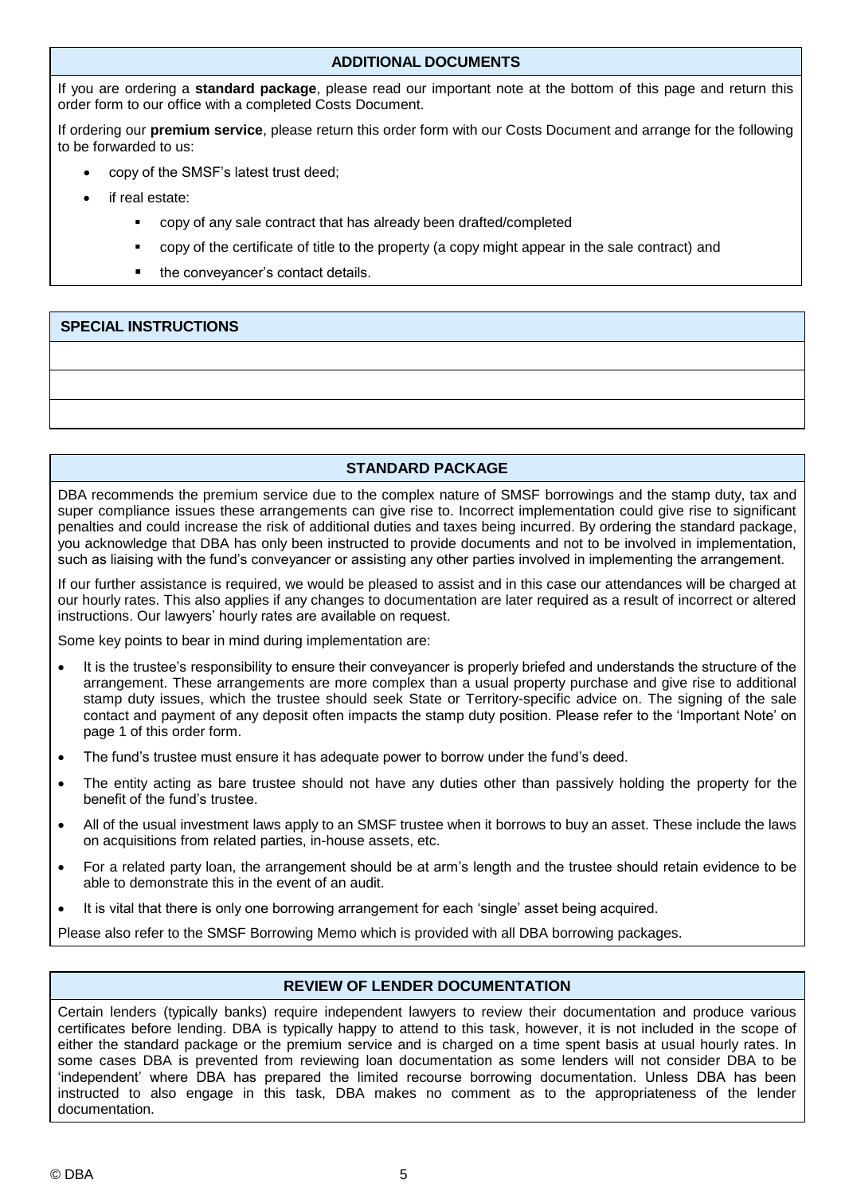## ADDITIONAL DOCUMENTS

If you are ordering a **standard package**, please read our important note at the bottom of this page and return this order form to our office with a completed Costs Document.

If ordering our **premium service**, please return this order form with our Costs Document and arrange for the following to be forwarded to us:

- copy of the SMSF's latest trust deed;
- if real estate:
  - copy of any sale contract that has already been drafted/completed
  - copy of the certificate of title to the property (a copy might appear in the sale contract) and
  - the conveyancer's contact details.

## SPECIAL INSTRUCTIONS

| |
|---|
| |
| |
| |

## STANDARD PACKAGE

DBA recommends the premium service due to the complex nature of SMSF borrowings and the stamp duty, tax and super compliance issues these arrangements can give rise to. Incorrect implementation could give rise to significant penalties and could increase the risk of additional duties and taxes being incurred. By ordering the standard package, you acknowledge that DBA has only been instructed to provide documents and not to be involved in implementation, such as liaising with the fund's conveyancer or assisting any other parties involved in implementing the arrangement.

If our further assistance is required, we would be pleased to assist and in this case our attendances will be charged at our hourly rates. This also applies if any changes to documentation are later required as a result of incorrect or altered instructions. Our lawyers' hourly rates are available on request.

Some key points to bear in mind during implementation are:

- It is the trustee's responsibility to ensure their conveyancer is properly briefed and understands the structure of the arrangement. These arrangements are more complex than a usual property purchase and give rise to additional stamp duty issues, which the trustee should seek State or Territory-specific advice on. The signing of the sale contact and payment of any deposit often impacts the stamp duty position. Please refer to the 'Important Note' on page 1 of this order form.
- The fund's trustee must ensure it has adequate power to borrow under the fund's deed.
- The entity acting as bare trustee should not have any duties other than passively holding the property for the benefit of the fund's trustee.
- All of the usual investment laws apply to an SMSF trustee when it borrows to buy an asset. These include the laws on acquisitions from related parties, in-house assets, etc.
- For a related party loan, the arrangement should be at arm's length and the trustee should retain evidence to be able to demonstrate this in the event of an audit.
- It is vital that there is only one borrowing arrangement for each 'single' asset being acquired.

Please also refer to the SMSF Borrowing Memo which is provided with all DBA borrowing packages.

## REVIEW OF LENDER DOCUMENTATION

Certain lenders (typically banks) require independent lawyers to review their documentation and produce various certificates before lending. DBA is typically happy to attend to this task, however, it is not included in the scope of either the standard package or the premium service and is charged on a time spent basis at usual hourly rates. In some cases DBA is prevented from reviewing loan documentation as some lenders will not consider DBA to be 'independent' where DBA has prepared the limited recourse borrowing documentation. Unless DBA has been instructed to also engage in this task, DBA makes no comment as to the appropriateness of the lender documentation.

© DBA